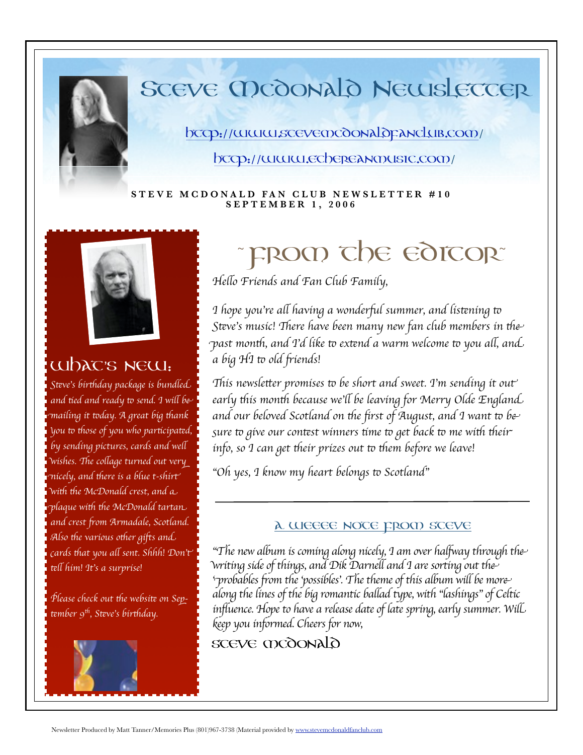# Steve McDonald Newsletter

http://www.stevemcdonaldfanclub.com/

http://www.ethereanmusic.com/

**STEVE MCDONALD FAN CLUB NEWSLETTER #10**
**SEPTEMBER 1, 2006**

## What's New:

*Steve's birthday package is bundled and tied and ready to send. I will be mailing it today. A great big thank you to those of you who participated, by sending pictures, cards and well wishes. The collage turned out very nicely, and there is a blue t-shirt with the McDonald crest, and a plaque with the McDonald tartan and crest from Armadale, Scotland. Also the various other gifts and cards that you all sent. Shhh! Don't tell him! It's a surprise!*

*Please check out the website on September 9th, Steve's birthday.*

# ~ From the Editor ~

*Hello Friends and Fan Club Family,*

*I hope you're all having a wonderful summer, and listening to Steve's music! There have been many new fan club members in the past month, and I'd like to extend a warm welcome to you all, and a big HI to old friends!*

*This newsletter promises to be short and sweet. I'm sending it out early this month because we'll be leaving for Merry Olde England and our beloved Scotland on the first of August, and I want to be sure to give our contest winners time to get back to me with their info, so I can get their prizes out to them before we leave!*

*"Oh yes, I know my heart belongs to Scotland"*

---

### A Weeee Note from Steve

*"The new album is coming along nicely, I am over halfway through the writing side of things, and Dik Darnell and I are sorting out the 'probables from the 'possibles'. The theme of this album will be more along the lines of the big romantic ballad type, with "lashings" of Celtic influence. Hope to have a release date of late spring, early summer. Will keep you informed. Cheers for now,*

Steve McDonald

Newsletter Produced by Matt Tanner/Memories Plus (801)967-3738 (Material provided by www.stevemcdonaldfanclub.com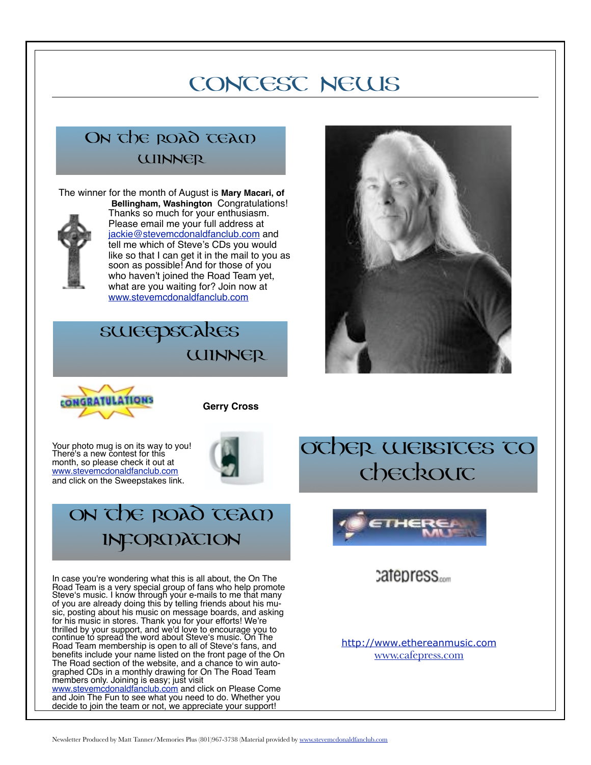# Contest News

## On the Road Team Winner

The winner for the month of August is **Mary Macari, of Bellingham, Washington** Congratulations! Thanks so much for your enthusiasm. Please email me your full address at jackie@stevemcdonaldfanclub.com and tell me which of Steve's CDs you would like so that I can get it in the mail to you as soon as possible! And for those of you who haven't joined the Road Team yet, what are you waiting for? Join now at www.stevemcdonaldfanclub.com

## Sweepstakes Winner

**Gerry Cross**

Your photo mug is on its way to you! There's a new contest for this month, so please check it out at www.stevemcdonaldfanclub.com and click on the Sweepstakes link.

## On the Road Team Information

In case you're wondering what this is all about, the On The Road Team is a very special group of fans who help promote Steve's music. I know through your e-mails to me that many of you are already doing this by telling friends about his music, posting about his music on message boards, and asking for his music in stores. Thank you for your efforts! We're thrilled by your support, and we'd love to encourage you to continue to spread the word about Steve's music. On The Road Team membership is open to all of Steve's fans, and benefits include your name listed on the front page of the On The Road section of the website, and a chance to win autographed CDs in a monthly drawing for On The Road Team members only. Joining is easy; just visit www.stevemcdonaldfanclub.com and click on Please Come and Join The Fun to see what you need to do. Whether you decide to join the team or not, we appreciate your support!

## Other Websites to Checkout

http://www.ethereanmusic.com

www.cafepress.com

Newsletter Produced by Matt Tanner/Memories Plus (801)967-3738 (Material provided by www.stevemcdonaldfanclub.com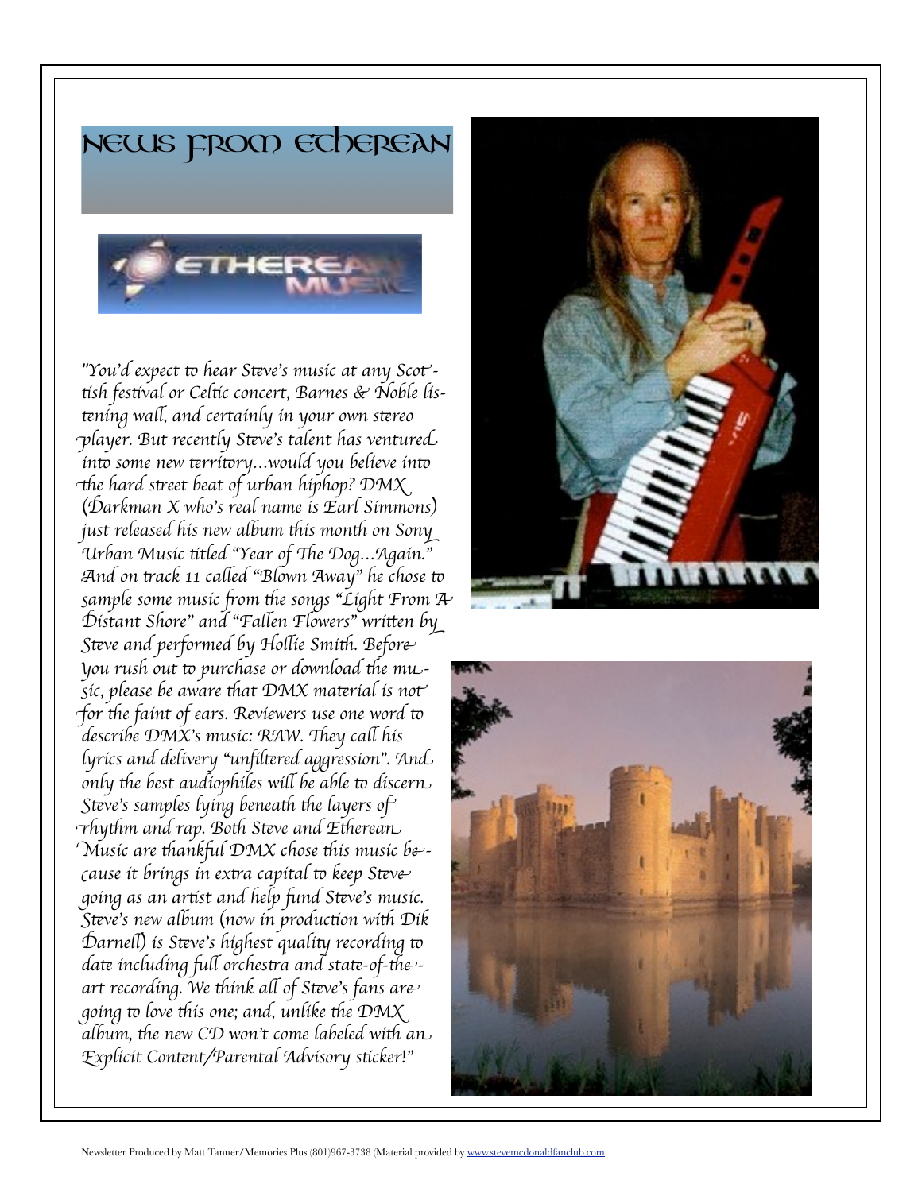# News from Etherean

"You'd expect to hear Steve's music at any Scottish festival or Celtic concert, Barnes & Noble listening wall, and certainly in your own stereo player. But recently Steve's talent has ventured into some new territory...would you believe into the hard street beat of urban hiphop? DMX (Darkman X who's real name is Earl Simmons) just released his new album this month on Sony Urban Music titled "Year of The Dog...Again." And on track 11 called "Blown Away" he chose to sample some music from the songs "Light From A Distant Shore" and "Fallen Flowers" written by Steve and performed by Hollie Smith. Before you rush out to purchase or download the music, please be aware that DMX material is not for the faint of ears. Reviewers use one word to describe DMX's music: RAW. They call his lyrics and delivery "unfiltered aggression". And only the best audiophiles will be able to discern Steve's samples lying beneath the layers of rhythm and rap. Both Steve and Etherean Music are thankful DMX chose this music because it brings in extra capital to keep Steve going as an artist and help fund Steve's music. Steve's new album (now in production with Dik Darnell) is Steve's highest quality recording to date including full orchestra and state-of-the-art recording. We think all of Steve's fans are going to love this one; and, unlike the DMX album, the new CD won't come labeled with an Explicit Content/Parental Advisory sticker!"

Newsletter Produced by Matt Tanner/Memories Plus (801)967-3738 (Material provided by www.stevemcdonaldfanclub.com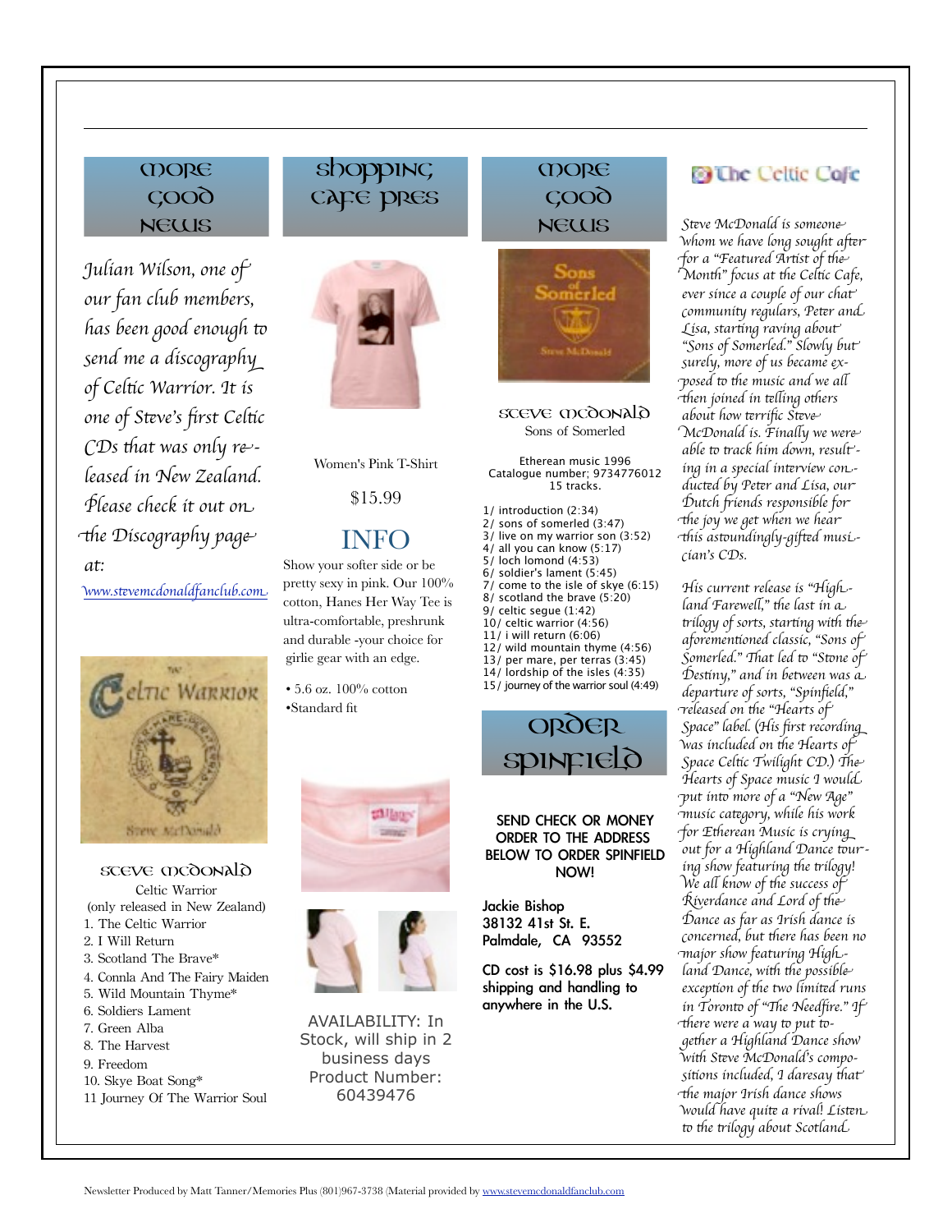## MORE GOOD NEWS

*Julian Wilson, one of our fan club members, has been good enough to send me a discography of Celtic Warrior. It is one of Steve's first Celtic CDs that was only released in New Zealand. Please check it out on the Discography page at:*

[www.stevemcdonaldfanclub.com](http://www.stevemcdonaldfanclub.com)

### STEVE MCDONALD

Celtic Warrior
(only released in New Zealand)

1. The Celtic Warrior
2. I Will Return
3. Scotland The Brave*
4. Connla And The Fairy Maiden
5. Wild Mountain Thyme*
6. Soldiers Lament
7. Green Alba
8. The Harvest
9. Freedom
10. Skye Boat Song*
11. Journey Of The Warrior Soul

## SHOPPING CAFE PRES

Women's Pink T-Shirt

$15.99

### INFO

Show your softer side or be pretty sexy in pink. Our 100% cotton, Hanes Her Way Tee is ultra-comfortable, preshrunk and durable -your choice for girlie gear with an edge.

- 5.6 oz. 100% cotton
- Standard fit

AVAILABILITY: In Stock, will ship in 2 business days
Product Number: 60439476

## MORE GOOD NEWS

### STEVE MCDONALD

Sons of Somerled

Etherean music 1996
Catalogue number; 9734776012
15 tracks.

1/ introduction (2:34)
2/ sons of somerled (3:47)
3/ live on my warrior son (3:52)
4/ all you can know (5:17)
5/ loch lomond (4:53)
6/ soldier's lament (5:45)
7/ come to the isle of skye (6:15)
8/ scotland the brave (5:20)
9/ celtic segue (1:42)
10/ celtic warrior (4:56)
11/ i will return (6:06)
12/ wild mountain thyme (4:56)
13/ per mare, per terras (3:45)
14/ lordship of the isles (4:35)
15/ journey of the warrior soul (4:49)

## ORDER SPINFIELD

SEND CHECK OR MONEY ORDER TO THE ADDRESS BELOW TO ORDER SPINFIELD NOW!

Jackie Bishop
38132 41st St. E.
Palmdale, CA 93552

CD cost is $16.98 plus $4.99 shipping and handling to anywhere in the U.S.

## The Celtic Cafe

*Steve McDonald is someone whom we have long sought after for a "Featured Artist of the Month" focus at the Celtic Cafe, ever since a couple of our chat community regulars, Peter and Lisa, starting raving about "Sons of Somerled." Slowly but surely, more of us became exposed to the music and we all then joined in telling others about how terrific Steve McDonald is. Finally we were able to track him down, resulting in a special interview conducted by Peter and Lisa, our Dutch friends responsible for the joy we get when we hear this astoundingly-gifted musician's CDs.*

*His current release is "Highland Farewell," the last in a trilogy of sorts, starting with the aforementioned classic, "Sons of Somerled." That led to "Stone of Destiny," and in between was a departure of sorts, "Spinfield," released on the "Hearts of Space" label. (His first recording was included on the Hearts of Space Celtic Twilight CD.) The Hearts of Space music I would put into more of a "New Age" music category, while his work for Etherean Music is crying out for a Highland Dance touring show featuring the trilogy! We all know of the success of Riverdance and Lord of the Dance as far as Irish dance is concerned, but there has been no major show featuring Highland Dance, with the possible exception of the two limited runs in Toronto of "The Needfire." If there were a way to put together a Highland Dance show with Steve McDonald's compositions included, I daresay that the major Irish dance shows would have quite a rival! Listen to the trilogy about Scotland*

Newsletter Produced by Matt Tanner/Memories Plus (801)967-3738 (Material provided by [www.stevemcdonaldfanclub.com](http://www.stevemcdonaldfanclub.com)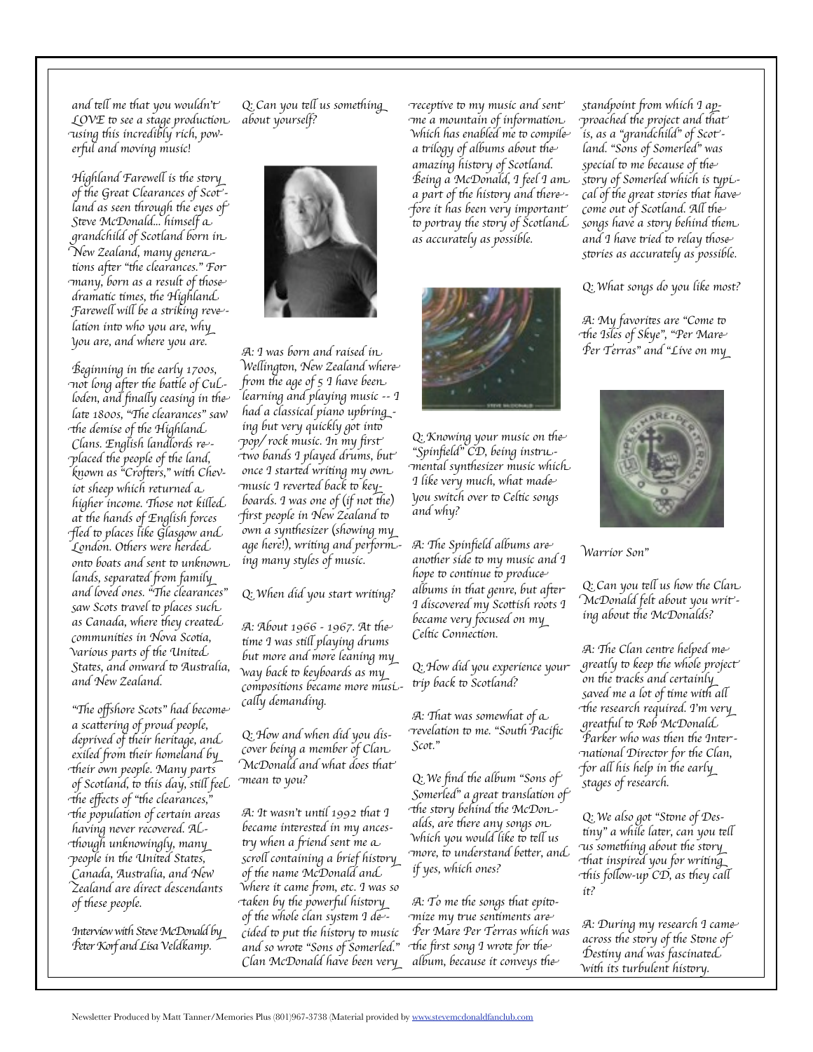and tell me that you wouldn't LOVE to see a stage production using this incredibly rich, powerful and moving music!

Highland Farewell is the story of the Great Clearances of Scotland as seen through the eyes of Steve McDonald... himself a grandchild of Scotland born in New Zealand, many generations after "the clearances." For many, born as a result of those dramatic times, the Highland Farewell will be a striking revelation into who you are, why you are, and where you are.

Beginning in the early 1700s, not long after the battle of Culloden, and finally ceasing in the late 1800s, "The clearances" saw the demise of the Highland Clans. English landlords replaced the people of the land, known as "Crofters," with Cheviot sheep which returned a higher income. Those not killed at the hands of English forces fled to places like Glasgow and London. Others were herded onto boats and sent to unknown lands, separated from family and loved ones. "The clearances" saw Scots travel to places such as Canada, where they created communities in Nova Scotia, various parts of the United States, and onward to Australia, and New Zealand.

"The offshore Scots" had become a scattering of proud people, deprived of their heritage, and exiled from their homeland by their own people. Many parts of Scotland, to this day, still feel the effects of "the clearances," the population of certain areas having never recovered. Although unknowingly, many people in the United States, Canada, Australia, and New Zealand are direct descendants of these people.

*Interview with Steve McDonald by Peter Korf and Lisa Veldkamp.*

Q: Can you tell us something about yourself?

A: I was born and raised in Wellington, New Zealand where from the age of 5 I have been learning and playing music -- I had a classical piano upbringing but very quickly got into pop/ rock music. In my first two bands I played drums, but once I started writing my own music I reverted back to keyboards. I was one of (if not the) first people in New Zealand to own a synthesizer (showing my age here!), writing and performing many styles of music.

Q: When did you start writing?

A: About 1966 - 1967. At the time I was still playing drums but more and more leaning my way back to keyboards as my compositions became more musically demanding.

Q: How and when did you discover being a member of Clan McDonald and what does that mean to you?

A: It wasn't until 1992 that I became interested in my ancestry when a friend sent me a scroll containing a brief history of the name McDonald and where it came from, etc. I was so taken by the powerful history of the whole clan system I decided to put the history to music and so wrote "Sons of Somerled." Clan McDonald have been very receptive to my music and sent me a mountain of information which has enabled me to compile a trilogy of albums about the amazing history of Scotland. Being a McDonald, I feel I am a part of the history and therefore it has been very important to portray the story of Scotland as accurately as possible.

Q: Knowing your music on the "Spinfield" CD, being instrumental synthesizer music which I like very much, what made you switch over to Celtic songs and why?

A: The Spinfield albums are another side to my music and I hope to continue to produce albums in that genre, but after I discovered my Scottish roots I became very focused on my Celtic Connection.

Q: How did you experience your trip back to Scotland?

A: That was somewhat of a revelation to me. "South Pacific Scot."

Q: We find the album "Sons of Somerled" a great translation of the story behind the McDonalds, are there any songs on which you would like to tell us more, to understand better, and if yes, which ones?

A: To me the songs that epitomize my true sentiments are Per Mare Per Terras which was the first song I wrote for the album, because it conveys the standpoint from which I approached the project and that is, as a "grandchild" of Scotland. "Sons of Somerled" was special to me because of the story of Somerled which is typical of the great stories that have come out of Scotland. All the songs have a story behind them and I have tried to relay those stories as accurately as possible.

Q: What songs do you like most?

A: My favorites are "Come to the Isles of Skye", "Per Mare Per Terras" and "Live on my Warrior Son"

Q: Can you tell us how the Clan McDonald felt about you writing about the McDonalds?

A: The Clan centre helped me greatly to keep the whole project on the tracks and certainly saved me a lot of time with all the research required. I'm very greatful to Rob McDonald Parker who was then the International Director for the Clan, for all his help in the early stages of research.

Q: We also got "Stone of Destiny" a while later, can you tell us something about the story that inspired you for writing this follow-up CD, as they call it?

A: During my research I came across the story of the Stone of Destiny and was fascinated with its turbulent history.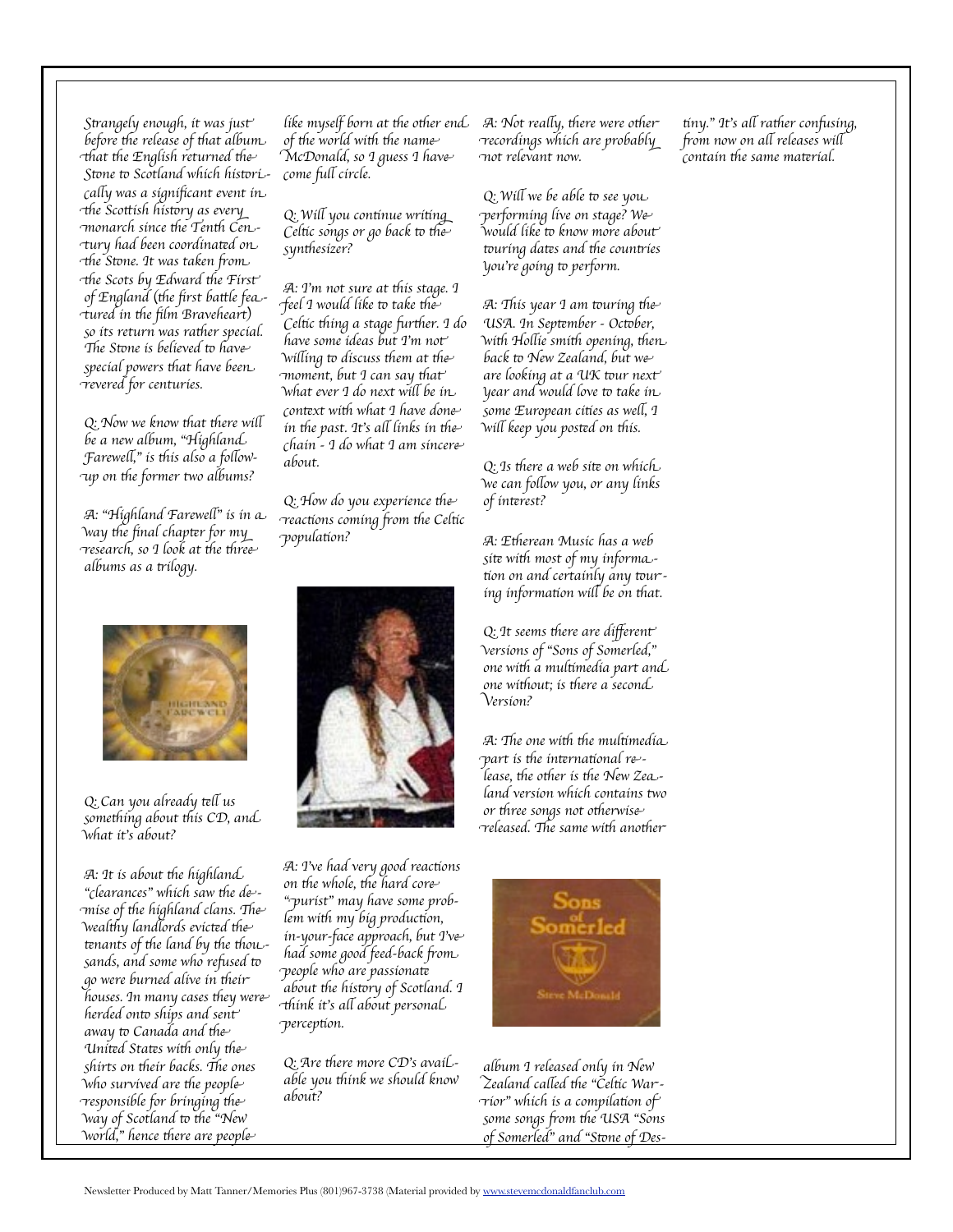Strangely enough, it was just before the release of that album that the English returned the Stone to Scotland which historically was a significant event in the Scottish history as every monarch since the Tenth Century had been coordinated on the Stone. It was taken from the Scots by Edward the First of England (the first battle featured in the film Braveheart) so its return was rather special. The Stone is believed to have special powers that have been revered for centuries.

Q: Now we know that there will be a new album, "Highland Farewell," is this also a follow-up on the former two albums?

A: "Highland Farewell" is in a way the final chapter for my research, so I look at the three albums as a trilogy.

Q: Can you already tell us something about this CD, and what it's about?

A: It is about the highland "clearances" which saw the demise of the highland clans. The wealthy landlords evicted the tenants of the land by the thousands, and some who refused to go were burned alive in their houses. In many cases they were herded onto ships and sent away to Canada and the United States with only the shirts on their backs. The ones who survived are the people responsible for bringing the way of Scotland to the "New World," hence there are people like myself born at the other end of the world with the name McDonald, so I guess I have come full circle.

Q: Will you continue writing Celtic songs or go back to the synthesizer?

A: I'm not sure at this stage. I feel I would like to take the Celtic thing a stage further. I do have some ideas but I'm not willing to discuss them at the moment, but I can say that what ever I do next will be in context with what I have done in the past. It's all links in the chain - I do what I am sincere about.

Q: How do you experience the reactions coming from the Celtic population?

A: I've had very good reactions on the whole, the hard core "purist" may have some problem with my big production, in-your-face approach, but I've had some good feed-back from people who are passionate about the history of Scotland. I think it's all about personal perception.

Q: Are there more CD's available you think we should know about?

A: Not really, there were other recordings which are probably not relevant now.

Q: Will we be able to see you performing live on stage? We would like to know more about touring dates and the countries you're going to perform.

A: This year I am touring the USA. In September - October, with Hollie smith opening, then back to New Zealand, but we are looking at a UK tour next year and would love to take in some European cities as well, I will keep you posted on this.

Q: Is there a web site on which we can follow you, or any links of interest?

A: Etherean Music has a web site with most of my information on and certainly any touring information will be on that.

Q: It seems there are different versions of "Sons of Somerled," one with a multimedia part and one without; is there a second version?

A: The one with the multimedia part is the international release, the other is the New Zealand version which contains two or three songs not otherwise released. The same with another album I released only in New Zealand called the "Celtic Warrior" which is a compilation of some songs from the USA "Sons of Somerled" and "Stone of Destiny." It's all rather confusing, from now on all releases will contain the same material.

Newsletter Produced by Matt Tanner/Memories Plus (801)967-3738 (Material provided by www.stevemcdonaldfanclub.com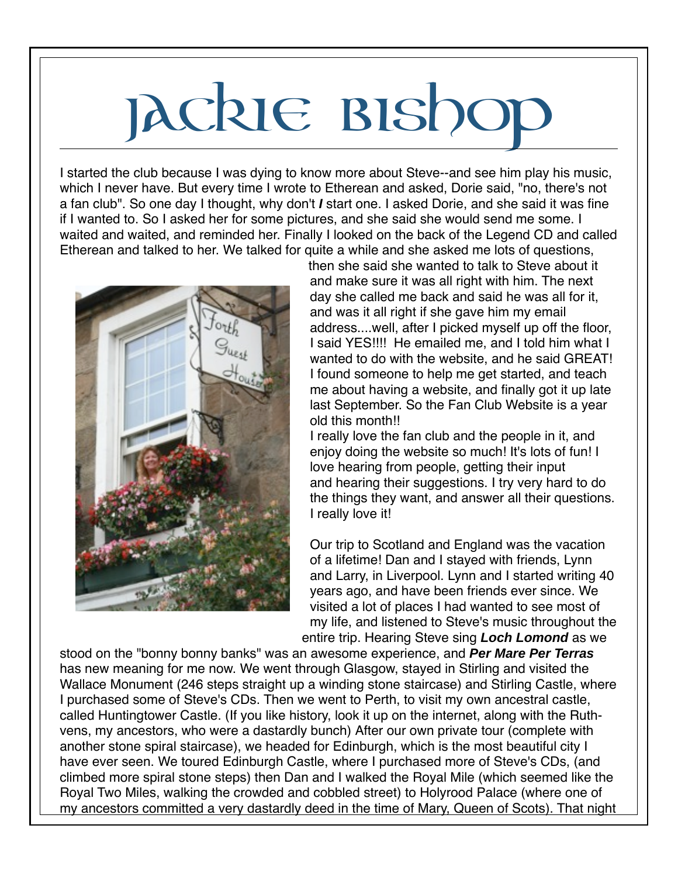# Jackie Bishop

I started the club because I was dying to know more about Steve--and see him play his music, which I never have. But every time I wrote to Etherean and asked, Dorie said, "no, there's not a fan club". So one day I thought, why don't ***I*** start one. I asked Dorie, and she said it was fine if I wanted to. So I asked her for some pictures, and she said she would send me some. I waited and waited, and reminded her. Finally I looked on the back of the Legend CD and called Etherean and talked to her. We talked for quite a while and she asked me lots of questions, then she said she wanted to talk to Steve about it and make sure it was all right with him. The next day she called me back and said he was all for it, and was it all right if she gave him my email address....well, after I picked myself up off the floor, I said YES!!!! He emailed me, and I told him what I wanted to do with the website, and he said GREAT! I found someone to help me get started, and teach me about having a website, and finally got it up late last September. So the Fan Club Website is a year old this month!!

I really love the fan club and the people in it, and enjoy doing the website so much! It's lots of fun! I love hearing from people, getting their input and hearing their suggestions. I try very hard to do the things they want, and answer all their questions. I really love it!

Our trip to Scotland and England was the vacation of a lifetime! Dan and I stayed with friends, Lynn and Larry, in Liverpool. Lynn and I started writing 40 years ago, and have been friends ever since. We visited a lot of places I had wanted to see most of my life, and listened to Steve's music throughout the entire trip. Hearing Steve sing ***Loch Lomond*** as we stood on the "bonny bonny banks" was an awesome experience, and ***Per Mare Per Terras*** has new meaning for me now. We went through Glasgow, stayed in Stirling and visited the Wallace Monument (246 steps straight up a winding stone staircase) and Stirling Castle, where I purchased some of Steve's CDs. Then we went to Perth, to visit my own ancestral castle, called Huntingtower Castle. (If you like history, look it up on the internet, along with the Ruthvens, my ancestors, who were a dastardly bunch) After our own private tour (complete with another stone spiral staircase), we headed for Edinburgh, which is the most beautiful city I have ever seen. We toured Edinburgh Castle, where I purchased more of Steve's CDs, (and climbed more spiral stone steps) then Dan and I walked the Royal Mile (which seemed like the Royal Two Miles, walking the crowded and cobbled street) to Holyrood Palace (where one of my ancestors committed a very dastardly deed in the time of Mary, Queen of Scots). That night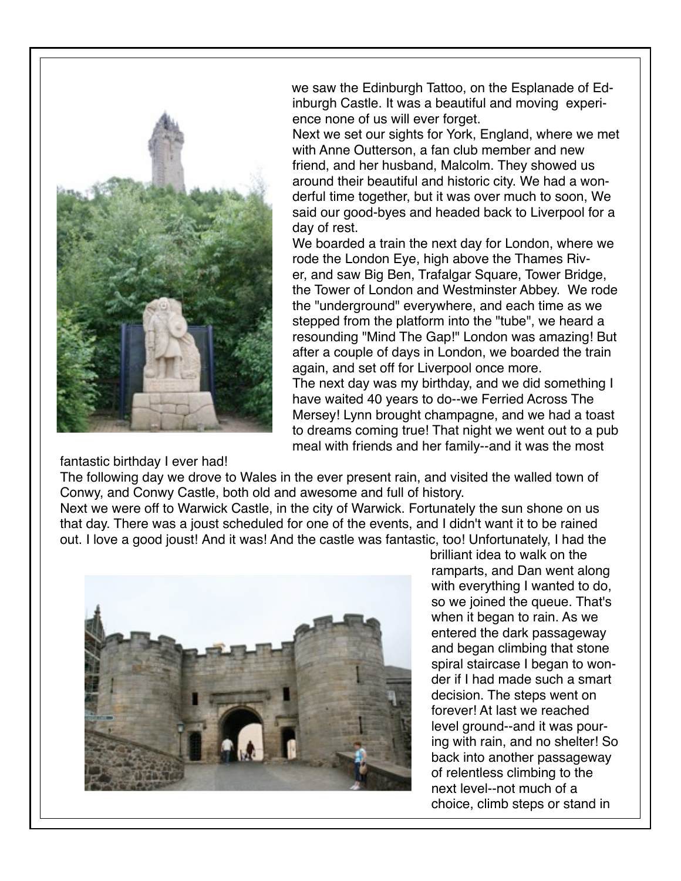we saw the Edinburgh Tattoo, on the Esplanade of Edinburgh Castle. It was a beautiful and moving experience none of us will ever forget.
Next we set our sights for York, England, where we met with Anne Outterson, a fan club member and new friend, and her husband, Malcolm. They showed us around their beautiful and historic city. We had a wonderful time together, but it was over much to soon, We said our good-byes and headed back to Liverpool for a day of rest.
We boarded a train the next day for London, where we rode the London Eye, high above the Thames River, and saw Big Ben, Trafalgar Square, Tower Bridge, the Tower of London and Westminster Abbey. We rode the "underground" everywhere, and each time as we stepped from the platform into the "tube", we heard a resounding "Mind The Gap!" London was amazing! But after a couple of days in London, we boarded the train again, and set off for Liverpool once more.
The next day was my birthday, and we did something I have waited 40 years to do--we Ferried Across The Mersey! Lynn brought champagne, and we had a toast to dreams coming true! That night we went out to a pub meal with friends and her family--and it was the most fantastic birthday I ever had!
The following day we drove to Wales in the ever present rain, and visited the walled town of Conwy, and Conwy Castle, both old and awesome and full of history.
Next we were off to Warwick Castle, in the city of Warwick. Fortunately the sun shone on us that day. There was a joust scheduled for one of the events, and I didn't want it to be rained out. I love a good joust! And it was! And the castle was fantastic, too! Unfortunately, I had the brilliant idea to walk on the ramparts, and Dan went along with everything I wanted to do, so we joined the queue. That's when it began to rain. As we entered the dark passageway and began climbing that stone spiral staircase I began to wonder if I had made such a smart decision. The steps went on forever! At last we reached level ground--and it was pouring with rain, and no shelter! So back into another passageway of relentless climbing to the next level--not much of a choice, climb steps or stand in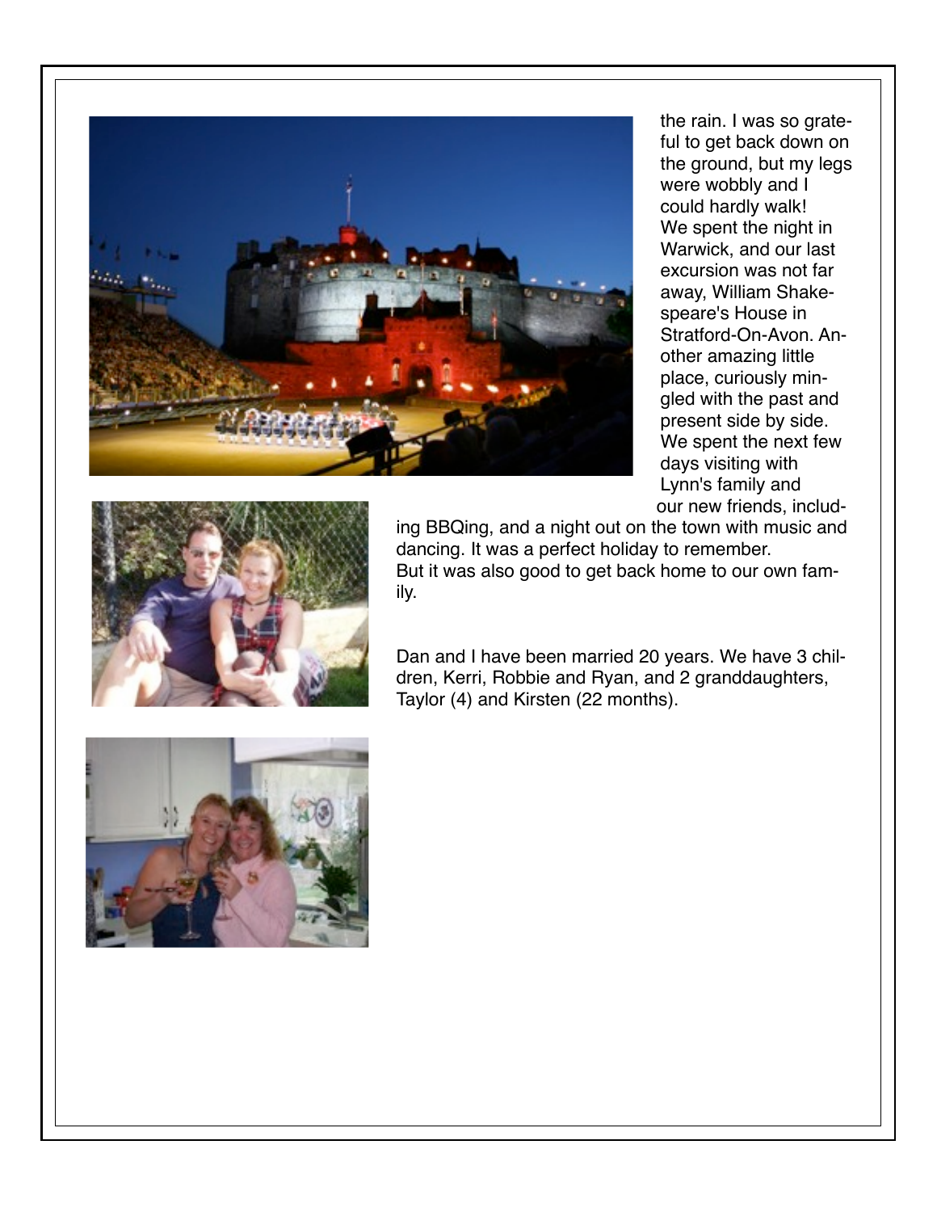the rain. I was so grateful to get back down on the ground, but my legs were wobbly and I could hardly walk! We spent the night in Warwick, and our last excursion was not far away, William Shakespeare's House in Stratford-On-Avon. Another amazing little place, curiously mingled with the past and present side by side. We spent the next few days visiting with Lynn's family and our new friends, including BBQing, and a night out on the town with music and dancing. It was a perfect holiday to remember. But it was also good to get back home to our own family.

Dan and I have been married 20 years. We have 3 children, Kerri, Robbie and Ryan, and 2 granddaughters, Taylor (4) and Kirsten (22 months).